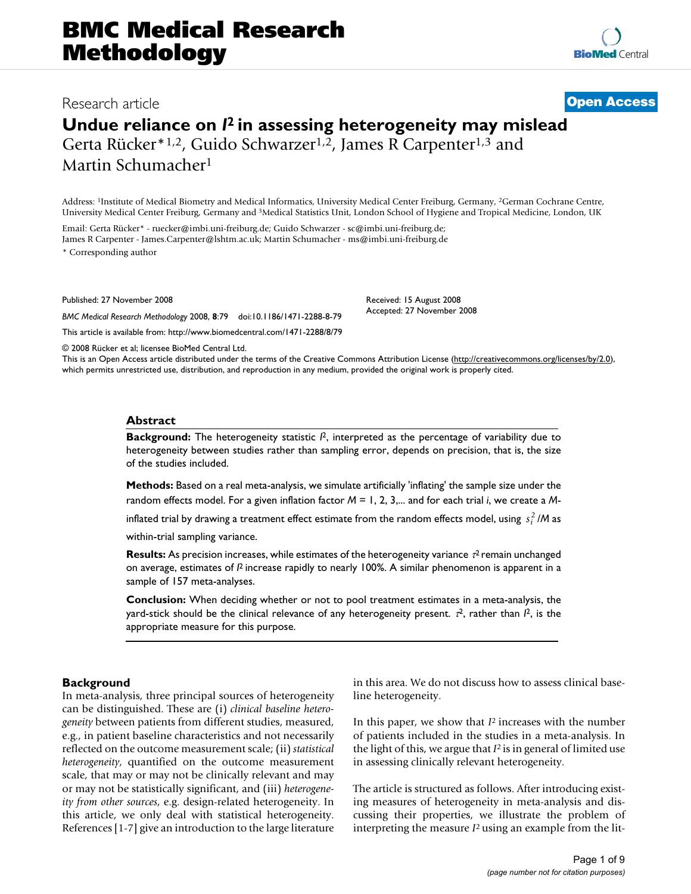BMC Medical Research Methodology

Research article

Open Access

# Undue reliance on $I^2$ in assessing heterogeneity may mislead

Gerta Rücker*[1,2], Guido Schwarzer[1,2], James R Carpenter[1,3] and Martin Schumacher[1]

Address: [1]Institute of Medical Biometry and Medical Informatics, University Medical Center Freiburg, Germany, [2]German Cochrane Centre, University Medical Center Freiburg, Germany and [3]Medical Statistics Unit, London School of Hygiene and Tropical Medicine, London, UK

Email: Gerta Rücker* - ruecker@imbi.uni-freiburg.de; Guido Schwarzer - sc@imbi.uni-freiburg.de; James R Carpenter - James.Carpenter@lshtm.ac.uk; Martin Schumacher - ms@imbi.uni-freiburg.de

* Corresponding author

Published: 27 November 2008

*BMC Medical Research Methodology* 2008, **8**:79 doi:10.1186/1471-2288-8-79

This article is available from: http://www.biomedcentral.com/1471-2288/8/79

Received: 15 August 2008
Accepted: 27 November 2008

© 2008 Rücker et al; licensee BioMed Central Ltd.
This is an Open Access article distributed under the terms of the Creative Commons Attribution License (http://creativecommons.org/licenses/by/2.0), which permits unrestricted use, distribution, and reproduction in any medium, provided the original work is properly cited.

## Abstract

**Background:** The heterogeneity statistic $I^2$, interpreted as the percentage of variability due to heterogeneity between studies rather than sampling error, depends on precision, that is, the size of the studies included.

**Methods:** Based on a real meta-analysis, we simulate artificially 'inflating' the sample size under the random effects model. For a given inflation factor $M = 1, 2, 3, \ldots$ and for each trial $i$, we create a $M$-inflated trial by drawing a treatment effect estimate from the random effects model, using $s_i^2/M$ as within-trial sampling variance.

**Results:** As precision increases, while estimates of the heterogeneity variance $\tau^2$ remain unchanged on average, estimates of $I^2$ increase rapidly to nearly 100%. A similar phenomenon is apparent in a sample of 157 meta-analyses.

**Conclusion:** When deciding whether or not to pool treatment estimates in a meta-analysis, the yard-stick should be the clinical relevance of any heterogeneity present. $\tau^2$, rather than $I^2$, is the appropriate measure for this purpose.

## Background

In meta-analysis, three principal sources of heterogeneity can be distinguished. These are (i) *clinical baseline heterogeneity* between patients from different studies, measured, e.g., in patient baseline characteristics and not necessarily reflected on the outcome measurement scale; (ii) *statistical heterogeneity*, quantified on the outcome measurement scale, that may or may not be clinically relevant and may or may not be statistically significant, and (iii) *heterogeneity from other sources*, e.g. design-related heterogeneity. In this article, we only deal with statistical heterogeneity. References [1-7] give an introduction to the large literature in this area. We do not discuss how to assess clinical baseline heterogeneity.

In this paper, we show that $I^2$ increases with the number of patients included in the studies in a meta-analysis. In the light of this, we argue that $I^2$ is in general of limited use in assessing clinically relevant heterogeneity.

The article is structured as follows. After introducing existing measures of heterogeneity in meta-analysis and discussing their properties, we illustrate the problem of interpreting the measure $I^2$ using an example from the lit-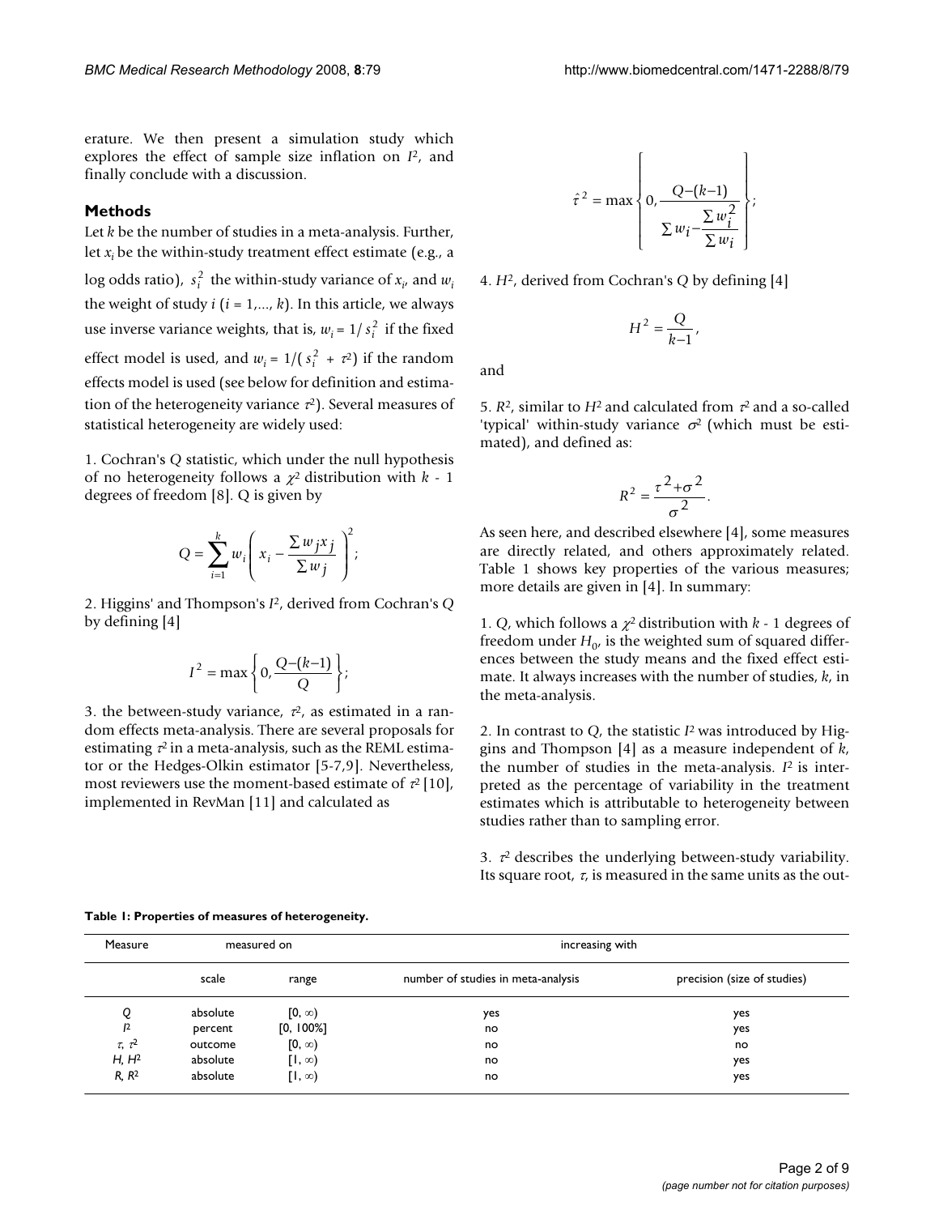erature. We then present a simulation study which explores the effect of sample size inflation on $I^2$, and finally conclude with a discussion.

## Methods

Let $k$ be the number of studies in a meta-analysis. Further, let $x_i$ be the within-study treatment effect estimate (e.g., a log odds ratio), $s_i^2$ the within-study variance of $x_i$, and $w_i$ the weight of study $i$ ($i = 1,..., k$). In this article, we always use inverse variance weights, that is, $w_i = 1/s_i^2$ if the fixed effect model is used, and $w_i = 1/(s_i^2 + \tau^2)$ if the random effects model is used (see below for definition and estimation of the heterogeneity variance $\tau^2$). Several measures of statistical heterogeneity are widely used:

1. Cochran's $Q$ statistic, which under the null hypothesis of no heterogeneity follows a $\chi^2$ distribution with $k$ - 1 degrees of freedom [8]. Q is given by

$$Q = \sum_{i=1}^{k} w_i \left( x_i - \frac{\sum w_j x_j}{\sum w_j} \right)^2;$$

2. Higgins' and Thompson's $I^2$, derived from Cochran's $Q$ by defining [4]

$$I^2 = \max\left\{0, \frac{Q-(k-1)}{Q}\right\};$$

3. the between-study variance, $\tau^2$, as estimated in a random effects meta-analysis. There are several proposals for estimating $\tau^2$ in a meta-analysis, such as the REML estimator or the Hedges-Olkin estimator [5-7,9]. Nevertheless, most reviewers use the moment-based estimate of $\tau^2$ [10], implemented in RevMan [11] and calculated as

$$\hat{\tau}^2 = \max\left\{0, \frac{Q-(k-1)}{\sum w_i - \frac{\sum w_i^2}{\sum w_i}}\right\};$$

4. $H^2$, derived from Cochran's $Q$ by defining [4]

$$H^2 = \frac{Q}{k-1},$$

and

5. $R^2$, similar to $H^2$ and calculated from $\tau^2$ and a so-called 'typical' within-study variance $\sigma^2$ (which must be estimated), and defined as:

$$R^2 = \frac{\tau^2 + \sigma^2}{\sigma^2}.$$

As seen here, and described elsewhere [4], some measures are directly related, and others approximately related. Table 1 shows key properties of the various measures; more details are given in [4]. In summary:

1. $Q$, which follows a $\chi^2$ distribution with $k$ - 1 degrees of freedom under $H_0$, is the weighted sum of squared differences between the study means and the fixed effect estimate. It always increases with the number of studies, $k$, in the meta-analysis.

2. In contrast to $Q$, the statistic $I^2$ was introduced by Higgins and Thompson [4] as a measure independent of $k$, the number of studies in the meta-analysis. $I^2$ is interpreted as the percentage of variability in the treatment estimates which is attributable to heterogeneity between studies rather than to sampling error.

3. $\tau^2$ describes the underlying between-study variability. Its square root, $\tau$, is measured in the same units as the out-

**Table 1: Properties of measures of heterogeneity.**

| Measure | measured on | | increasing with | |
|---|---|---|---|---|
| | scale | range | number of studies in meta-analysis | precision (size of studies) |
| $Q$ | absolute | $[0, \infty)$ | yes | yes |
| $I^2$ | percent | [0, 100%] | no | yes |
| $\tau$, $\tau^2$ | outcome | $[0, \infty)$ | no | no |
| $H$, $H^2$ | absolute | $[1, \infty)$ | no | yes |
| $R$, $R^2$ | absolute | $[1, \infty)$ | no | yes |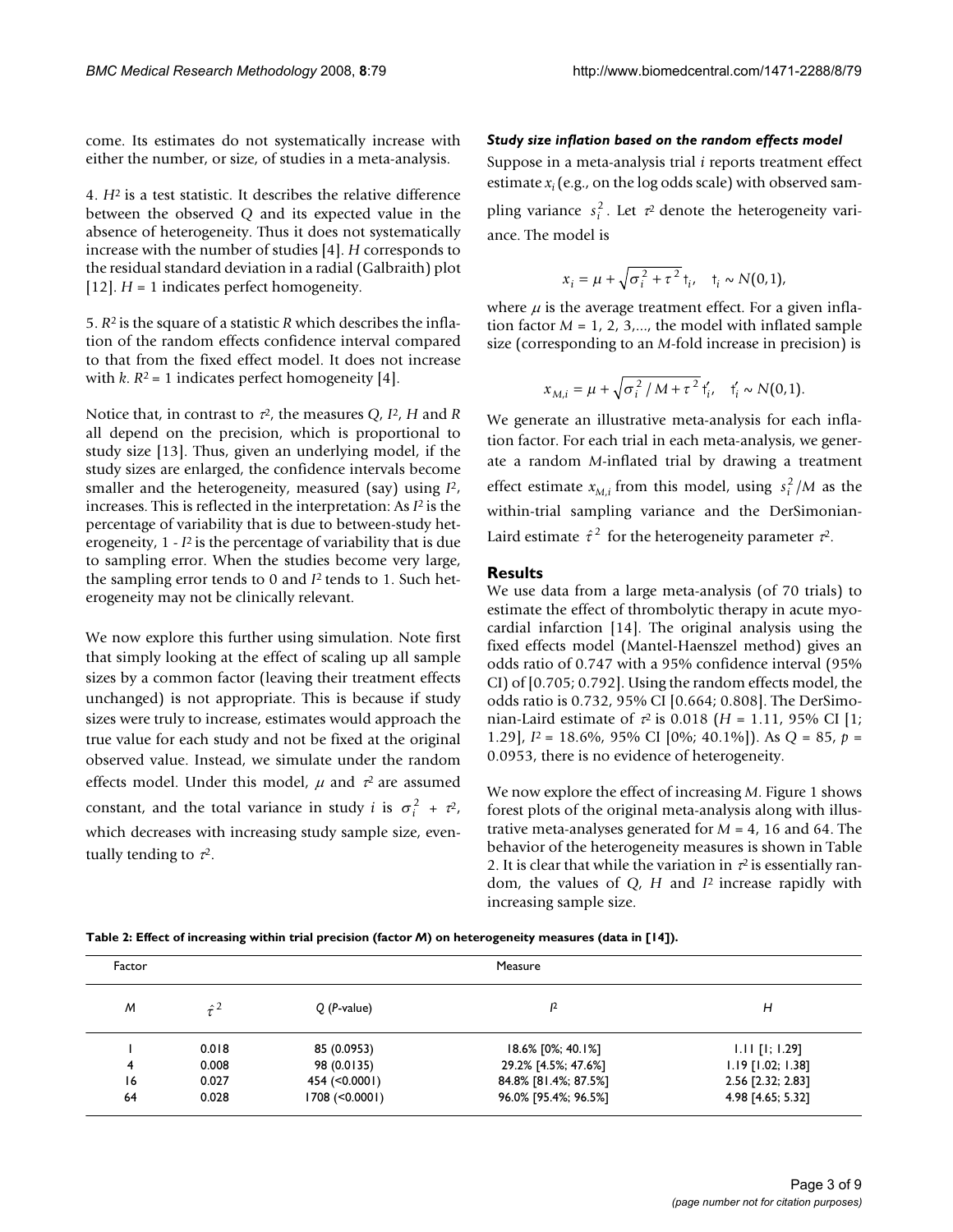come. Its estimates do not systematically increase with either the number, or size, of studies in a meta-analysis.

4. $H^2$ is a test statistic. It describes the relative difference between the observed $Q$ and its expected value in the absence of heterogeneity. Thus it does not systematically increase with the number of studies [4]. $H$ corresponds to the residual standard deviation in a radial (Galbraith) plot [12]. $H = 1$ indicates perfect homogeneity.

5. $R^2$ is the square of a statistic $R$ which describes the inflation of the random effects confidence interval compared to that from the fixed effect model. It does not increase with $k$. $R^2 = 1$ indicates perfect homogeneity [4].

Notice that, in contrast to $\tau^2$, the measures $Q$, $I^2$, $H$ and $R$ all depend on the precision, which is proportional to study size [13]. Thus, given an underlying model, if the study sizes are enlarged, the confidence intervals become smaller and the heterogeneity, measured (say) using $I^2$, increases. This is reflected in the interpretation: As $I^2$ is the percentage of variability that is due to between-study heterogeneity, $1 - I^2$ is the percentage of variability that is due to sampling error. When the studies become very large, the sampling error tends to 0 and $I^2$ tends to 1. Such heterogeneity may not be clinically relevant.

We now explore this further using simulation. Note first that simply looking at the effect of scaling up all sample sizes by a common factor (leaving their treatment effects unchanged) is not appropriate. This is because if study sizes were truly to increase, estimates would approach the true value for each study and not be fixed at the original observed value. Instead, we simulate under the random effects model. Under this model, $\mu$ and $\tau^2$ are assumed constant, and the total variance in study $i$ is $\sigma_i^2 + \tau^2$, which decreases with increasing study sample size, eventually tending to $\tau^2$.

#### *Study size inflation based on the random effects model*

Suppose in a meta-analysis trial $i$ reports treatment effect estimate $x_i$ (e.g., on the log odds scale) with observed sampling variance $s_i^2$. Let $\tau^2$ denote the heterogeneity variance. The model is

$$x_i = \mu + \sqrt{\sigma_i^2 + \tau^2}\, t_i, \quad t_i \sim N(0,1),$$

where $\mu$ is the average treatment effect. For a given inflation factor $M = 1, 2, 3, \ldots$, the model with inflated sample size (corresponding to an $M$-fold increase in precision) is

$$x_{M,i} = \mu + \sqrt{\sigma_i^2 / M + \tau^2}\, t_i', \quad t_i' \sim N(0,1).$$

We generate an illustrative meta-analysis for each inflation factor. For each trial in each meta-analysis, we generate a random $M$-inflated trial by drawing a treatment effect estimate $x_{M,i}$ from this model, using $s_i^2/M$ as the within-trial sampling variance and the DerSimonian-Laird estimate $\hat{\tau}^2$ for the heterogeneity parameter $\tau^2$.

## Results

We use data from a large meta-analysis (of 70 trials) to estimate the effect of thrombolytic therapy in acute myocardial infarction [14]. The original analysis using the fixed effects model (Mantel-Haenszel method) gives an odds ratio of 0.747 with a 95% confidence interval (95% CI) of [0.705; 0.792]. Using the random effects model, the odds ratio is 0.732, 95% CI [0.664; 0.808]. The DerSimonian-Laird estimate of $\tau^2$ is 0.018 ($H = 1.11$, 95% CI [1; 1.29], $I^2 = 18.6\%$, 95% CI [0%; 40.1%]). As $Q = 85$, $p = 0.0953$, there is no evidence of heterogeneity.

We now explore the effect of increasing $M$. Figure 1 shows forest plots of the original meta-analysis along with illustrative meta-analyses generated for $M = 4$, 16 and 64. The behavior of the heterogeneity measures is shown in Table 2. It is clear that while the variation in $\tau^2$ is essentially random, the values of $Q$, $H$ and $I^2$ increase rapidly with increasing sample size.

**Table 2: Effect of increasing within trial precision (factor *M*) on heterogeneity measures (data in [14]).**

| Factor | Measure | | | |
|---|---|---|---|---|
| $M$ | $\hat{\tau}^2$ | $Q$ ($P$-value) | $I^2$ | $H$ |
| 1 | 0.018 | 85 (0.0953) | 18.6% [0%; 40.1%] | 1.11 [1; 1.29] |
| 4 | 0.008 | 98 (0.0135) | 29.2% [4.5%; 47.6%] | 1.19 [1.02; 1.38] |
| 16 | 0.027 | 454 (<0.0001) | 84.8% [81.4%; 87.5%] | 2.56 [2.32; 2.83] |
| 64 | 0.028 | 1708 (<0.0001) | 96.0% [95.4%; 96.5%] | 4.98 [4.65; 5.32] |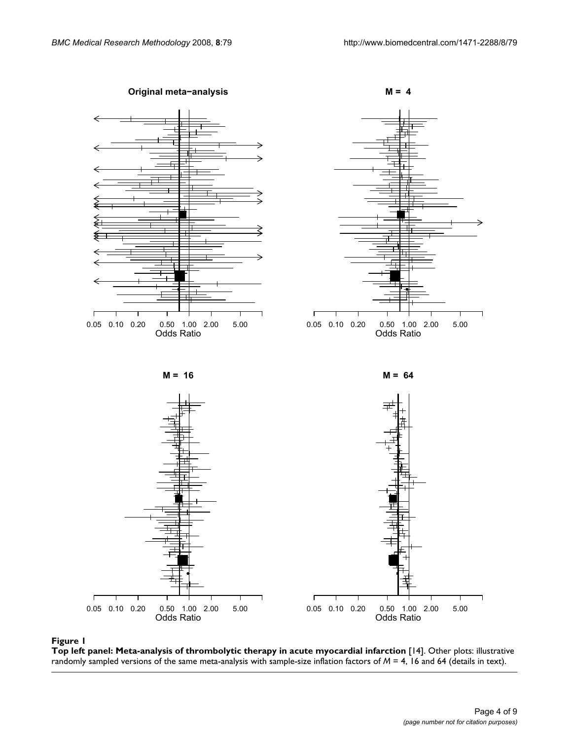**Figure 1**

**Top left panel: Meta-analysis of thrombolytic therapy in acute myocardial infarction** [14]. Other plots: illustrative randomly sampled versions of the same meta-analysis with sample-size inflation factors of $M$ = 4, 16 and 64 (details in text).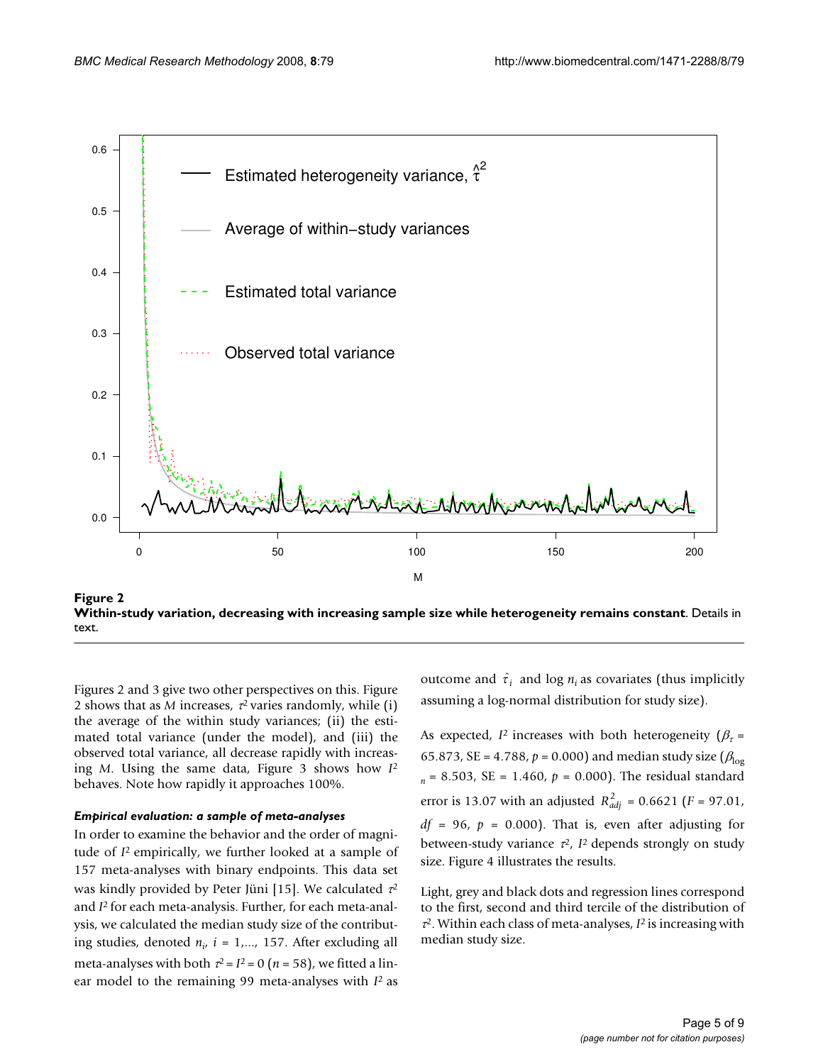**Figure 2**
**Within-study variation, decreasing with increasing sample size while heterogeneity remains constant**. Details in text.

Figures 2 and 3 give two other perspectives on this. Figure 2 shows that as $M$ increases, $\tau^2$ varies randomly, while (i) the average of the within study variances; (ii) the estimated total variance (under the model), and (iii) the observed total variance, all decrease rapidly with increasing $M$. Using the same data, Figure 3 shows how $I^2$ behaves. Note how rapidly it approaches 100%.

### *Empirical evaluation: a sample of meta-analyses*

In order to examine the behavior and the order of magnitude of $I^2$ empirically, we further looked at a sample of 157 meta-analyses with binary endpoints. This data set was kindly provided by Peter Jüni [15]. We calculated $\tau^2$ and $I^2$ for each meta-analysis. Further, for each meta-analysis, we calculated the median study size of the contributing studies, denoted $n_i$, $i = 1,..., 157$. After excluding all meta-analyses with both $\tau^2 = I^2 = 0$ ($n = 58$), we fitted a linear model to the remaining 99 meta-analyses with $I^2$ as outcome and $\hat{\tau}_i$ and $\log n_i$ as covariates (thus implicitly assuming a log-normal distribution for study size).

As expected, $I^2$ increases with both heterogeneity ($\beta_\tau = 65.873$, SE = 4.788, $p = 0.000$) and median study size ($\beta_{\log n} = 8.503$, SE = 1.460, $p = 0.000$). The residual standard error is 13.07 with an adjusted $R^2_{adj} = 0.6621$ ($F = 97.01$, $df = 96$, $p = 0.000$). That is, even after adjusting for between-study variance $\tau^2$, $I^2$ depends strongly on study size. Figure 4 illustrates the results.

Light, grey and black dots and regression lines correspond to the first, second and third tercile of the distribution of $\tau^2$. Within each class of meta-analyses, $I^2$ is increasing with median study size.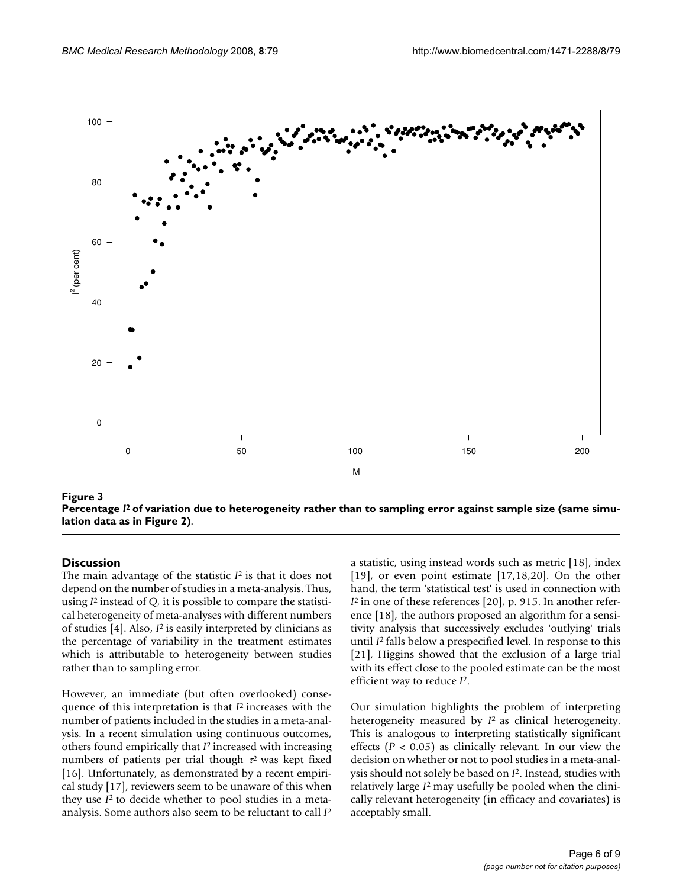**Figure 3**

**Percentage $I^2$ of variation due to heterogeneity rather than to sampling error against sample size (same simulation data as in Figure 2).**

## Discussion

The main advantage of the statistic $I^2$ is that it does not depend on the number of studies in a meta-analysis. Thus, using $I^2$ instead of $Q$, it is possible to compare the statistical heterogeneity of meta-analyses with different numbers of studies [4]. Also, $I^2$ is easily interpreted by clinicians as the percentage of variability in the treatment estimates which is attributable to heterogeneity between studies rather than to sampling error.

However, an immediate (but often overlooked) consequence of this interpretation is that $I^2$ increases with the number of patients included in the studies in a meta-analysis. In a recent simulation using continuous outcomes, others found empirically that $I^2$ increased with increasing numbers of patients per trial though $\tau^2$ was kept fixed [16]. Unfortunately, as demonstrated by a recent empirical study [17], reviewers seem to be unaware of this when they use $I^2$ to decide whether to pool studies in a meta-analysis. Some authors also seem to be reluctant to call $I^2$ a statistic, using instead words such as metric [18], index [19], or even point estimate [17,18,20]. On the other hand, the term 'statistical test' is used in connection with $I^2$ in one of these references [20], p. 915. In another reference [18], the authors proposed an algorithm for a sensitivity analysis that successively excludes 'outlying' trials until $I^2$ falls below a prespecified level. In response to this [21], Higgins showed that the exclusion of a large trial with its effect close to the pooled estimate can be the most efficient way to reduce $I^2$.

Our simulation highlights the problem of interpreting heterogeneity measured by $I^2$ as clinical heterogeneity. This is analogous to interpreting statistically significant effects ($P < 0.05$) as clinically relevant. In our view the decision on whether or not to pool studies in a meta-analysis should not solely be based on $I^2$. Instead, studies with relatively large $I^2$ may usefully be pooled when the clinically relevant heterogeneity (in efficacy and covariates) is acceptably small.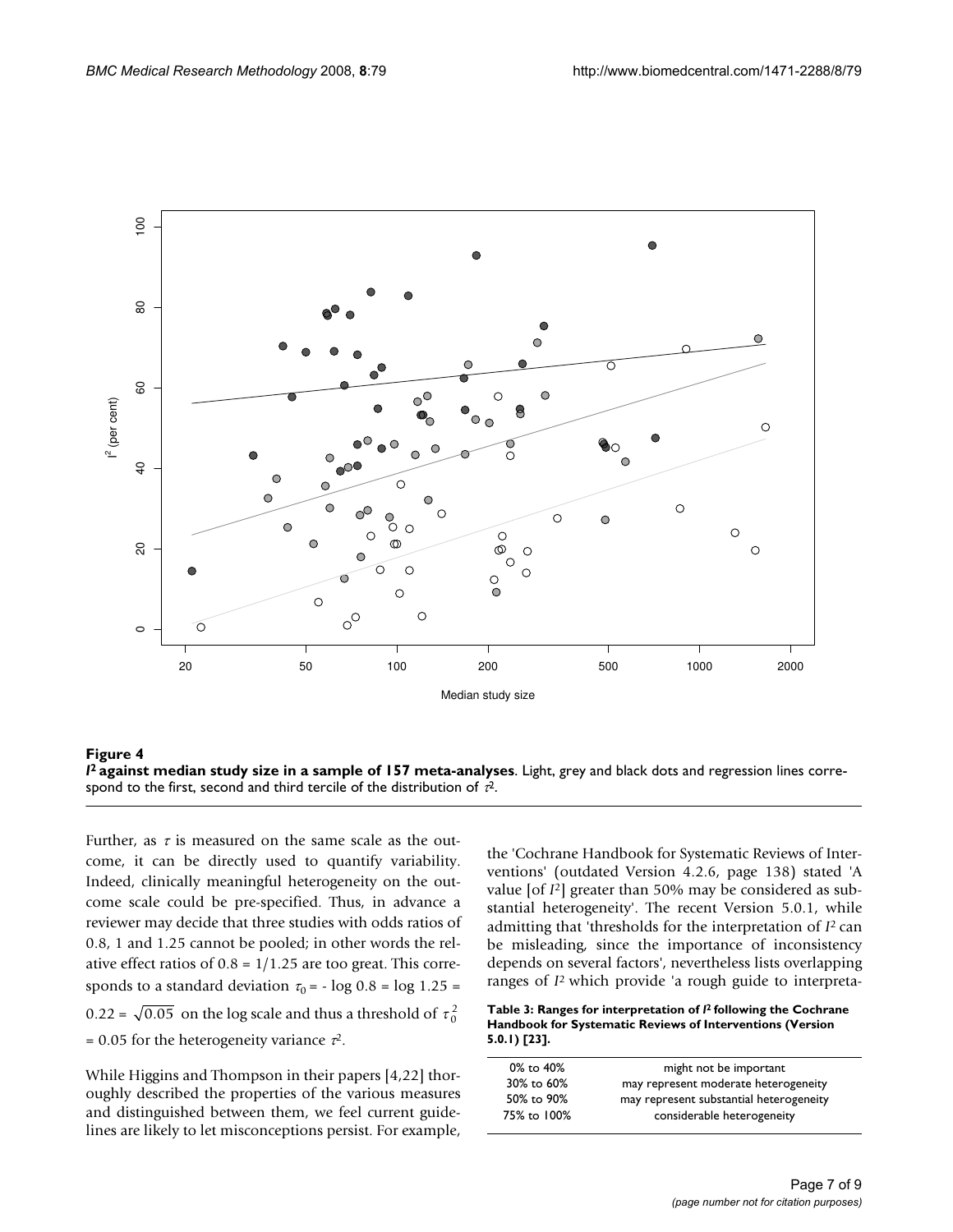**Figure 4**

***I*² against median study size in a sample of 157 meta-analyses**. Light, grey and black dots and regression lines correspond to the first, second and third tercile of the distribution of $\tau^2$.

Further, as $\tau$ is measured on the same scale as the outcome, it can be directly used to quantify variability. Indeed, clinically meaningful heterogeneity on the outcome scale could be pre-specified. Thus, in advance a reviewer may decide that three studies with odds ratios of 0.8, 1 and 1.25 cannot be pooled; in other words the relative effect ratios of $0.8 = 1/1.25$ are too great. This corresponds to a standard deviation $\tau_0 = -\log 0.8 = \log 1.25 = 0.22 = \sqrt{0.05}$ on the log scale and thus a threshold of $\tau_0^2 = 0.05$ for the heterogeneity variance $\tau^2$.

While Higgins and Thompson in their papers [4,22] thoroughly described the properties of the various measures and distinguished between them, we feel current guidelines are likely to let misconceptions persist. For example, the 'Cochrane Handbook for Systematic Reviews of Interventions' (outdated Version 4.2.6, page 138) stated 'A value [of $I^2$] greater than 50% may be considered as substantial heterogeneity'. The recent Version 5.0.1, while admitting that 'thresholds for the interpretation of $I^2$ can be misleading, since the importance of inconsistency depends on several factors', nevertheless lists overlapping ranges of $I^2$ which provide 'a rough guide to interpreta-

**Table 3: Ranges for interpretation of $I^2$ following the Cochrane Handbook for Systematic Reviews of Interventions (Version 5.0.1) [23].**

| | |
|---|---|
| 0% to 40% | might not be important |
| 30% to 60% | may represent moderate heterogeneity |
| 50% to 90% | may represent substantial heterogeneity |
| 75% to 100% | considerable heterogeneity |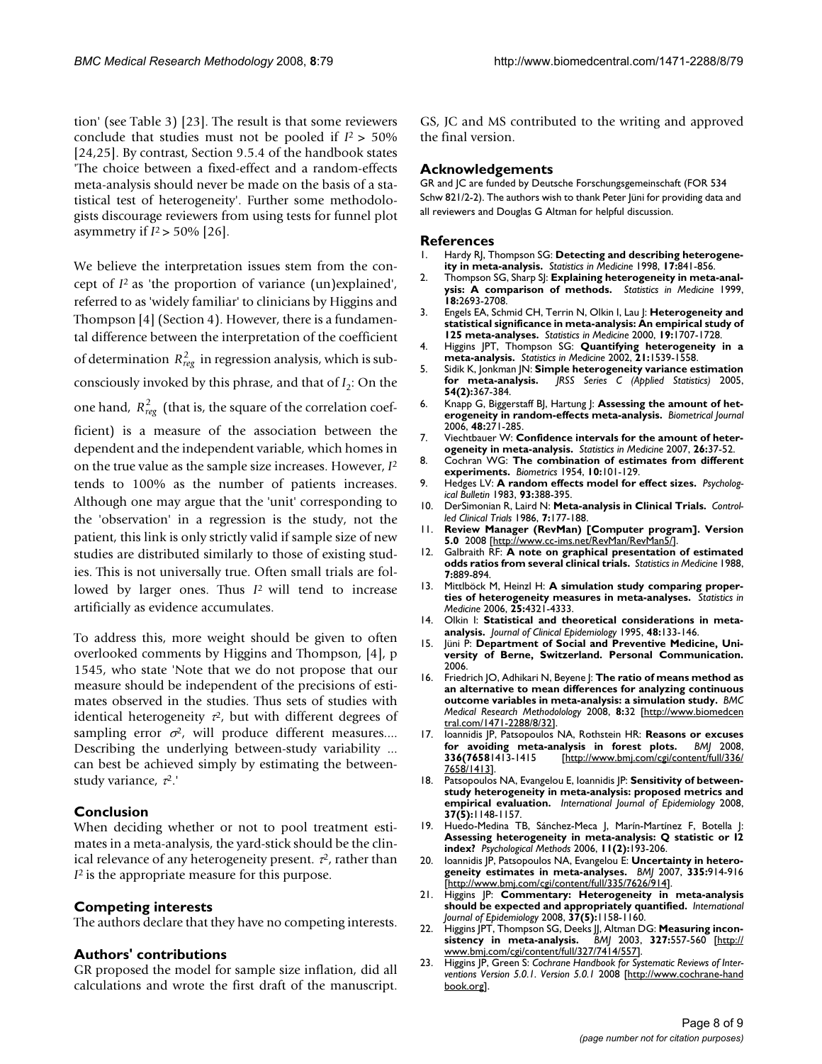tion' (see Table 3) [23]. The result is that some reviewers conclude that studies must not be pooled if $I^2 > 50\%$ [24,25]. By contrast, Section 9.5.4 of the handbook states 'The choice between a fixed-effect and a random-effects meta-analysis should never be made on the basis of a statistical test of heterogeneity'. Further some methodologists discourage reviewers from using tests for funnel plot asymmetry if $I^2 > 50\%$ [26].

We believe the interpretation issues stem from the concept of $I^2$ as 'the proportion of variance (un)explained', referred to as 'widely familiar' to clinicians by Higgins and Thompson [4] (Section 4). However, there is a fundamental difference between the interpretation of the coefficient of determination $R^2_{reg}$ in regression analysis, which is subconsciously invoked by this phrase, and that of $I_2$: On the one hand, $R^2_{reg}$ (that is, the square of the correlation coefficient) is a measure of the association between the dependent and the independent variable, which homes in on the true value as the sample size increases. However, $I^2$ tends to 100% as the number of patients increases. Although one may argue that the 'unit' corresponding to the 'observation' in a regression is the study, not the patient, this link is only strictly valid if sample size of new studies are distributed similarly to those of existing studies. This is not universally true. Often small trials are followed by larger ones. Thus $I^2$ will tend to increase artificially as evidence accumulates.

To address this, more weight should be given to often overlooked comments by Higgins and Thompson, [4], p 1545, who state 'Note that we do not propose that our measure should be independent of the precisions of estimates observed in the studies. Thus sets of studies with identical heterogeneity $\tau^2$, but with different degrees of sampling error $\sigma^2$, will produce different measures.... Describing the underlying between-study variability ... can best be achieved simply by estimating the between-study variance, $\tau^2$.'

## Conclusion

When deciding whether or not to pool treatment estimates in a meta-analysis, the yard-stick should be the clinical relevance of any heterogeneity present. $\tau^2$, rather than $I^2$ is the appropriate measure for this purpose.

## Competing interests

The authors declare that they have no competing interests.

## Authors' contributions

GR proposed the model for sample size inflation, did all calculations and wrote the first draft of the manuscript. GS, JC and MS contributed to the writing and approved the final version.

## Acknowledgements

GR and JC are funded by Deutsche Forschungsgemeinschaft (FOR 534 Schw 821/2-2). The authors wish to thank Peter Jüni for providing data and all reviewers and Douglas G Altman for helpful discussion.

## References

1. Hardy RJ, Thompson SG: **Detecting and describing heterogeneity in meta-analysis.** *Statistics in Medicine* 1998, **17:**841-856.
2. Thompson SG, Sharp SJ: **Explaining heterogeneity in meta-analysis: A comparison of methods.** *Statistics in Medicine* 1999, **18:**2693-2708.
3. Engels EA, Schmid CH, Terrin N, Olkin I, Lau J: **Heterogeneity and statistical significance in meta-analysis: An empirical study of 125 meta-analyses.** *Statistics in Medicine* 2000, **19:**1707-1728.
4. Higgins JPT, Thompson SG: **Quantifying heterogeneity in a meta-analysis.** *Statistics in Medicine* 2002, **21:**1539-1558.
5. Sidik K, Jonkman JN: **Simple heterogeneity variance estimation for meta-analysis.** *JRSS Series C (Applied Statistics)* 2005, **54(2):**367-384.
6. Knapp G, Biggerstaff BJ, Hartung J: **Assessing the amount of heterogeneity in random-effects meta-analysis.** *Biometrical Journal* 2006, **48:**271-285.
7. Viechtbauer W: **Confidence intervals for the amount of heterogeneity in meta-analysis.** *Statistics in Medicine* 2007, **26:**37-52.
8. Cochran WG: **The combination of estimates from different experiments.** *Biometrics* 1954, **10:**101-129.
9. Hedges LV: **A random effects model for effect sizes.** *Psychological Bulletin* 1983, **93:**388-395.
10. DerSimonian R, Laird N: **Meta-analysis in Clinical Trials.** *Controlled Clinical Trials* 1986, **7:**177-188.
11. **Review Manager (RevMan) [Computer program]. Version 5.0** 2008 [http://www.cc-ims.net/RevMan/RevMan5/].
12. Galbraith RF: **A note on graphical presentation of estimated odds ratios from several clinical trials.** *Statistics in Medicine* 1988, **7:**889-894.
13. Mittlböck M, Heinzl H: **A simulation study comparing properties of heterogeneity measures in meta-analyses.** *Statistics in Medicine* 2006, **25:**4321-4333.
14. Olkin I: **Statistical and theoretical considerations in meta-analysis.** *Journal of Clinical Epidemiology* 1995, **48:**133-146.
15. Jüni P: **Department of Social and Preventive Medicine, University of Berne, Switzerland. Personal Communication.** 2006.
16. Friedrich JO, Adhikari N, Beyene J: **The ratio of means method as an alternative to mean differences for analyzing continuous outcome variables in meta-analysis: a simulation study.** *BMC Medical Research Methodolology* 2008, **8:**32 [http://www.biomedcentral.com/1471-2288/8/32].
17. Ioannidis JP, Patsopoulos NA, Rothstein HR: **Reasons or excuses for avoiding meta-analysis in forest plots.** *BMJ* 2008, **336(7658**1413-1415 [http://www.bmj.com/cgi/content/full/336/7658/1413].
18. Patsopoulos NA, Evangelou E, Ioannidis JP: **Sensitivity of between-study heterogeneity in meta-analysis: proposed metrics and empirical evaluation.** *International Journal of Epidemiology* 2008, **37(5):**1148-1157.
19. Huedo-Medina TB, Sánchez-Meca J, Marín-Martínez F, Botella J: **Assessing heterogeneity in meta-analysis: Q statistic or I2 index?** *Psychological Methods* 2006, **11(2):**193-206.
20. Ioannidis JP, Patsopoulos NA, Evangelou E: **Uncertainty in heterogeneity estimates in meta-analyses.** *BMJ* 2007, **335:**914-916 [http://www.bmj.com/cgi/content/full/335/7626/914].
21. Higgins JP: **Commentary: Heterogeneity in meta-analysis should be expected and appropriately quantified.** *International Journal of Epidemiology* 2008, **37(5):**1158-1160.
22. Higgins JPT, Thompson SG, Deeks JJ, Altman DG: **Measuring inconsistency in meta-analysis.** *BMJ* 2003, **327:**557-560 [http://www.bmj.com/cgi/content/full/327/7414/557].
23. Higgins JP, Green S: *Cochrane Handbook for Systematic Reviews of Interventions Version 5.0.1. Version 5.0.1* 2008 [http://www.cochrane-handbook.org].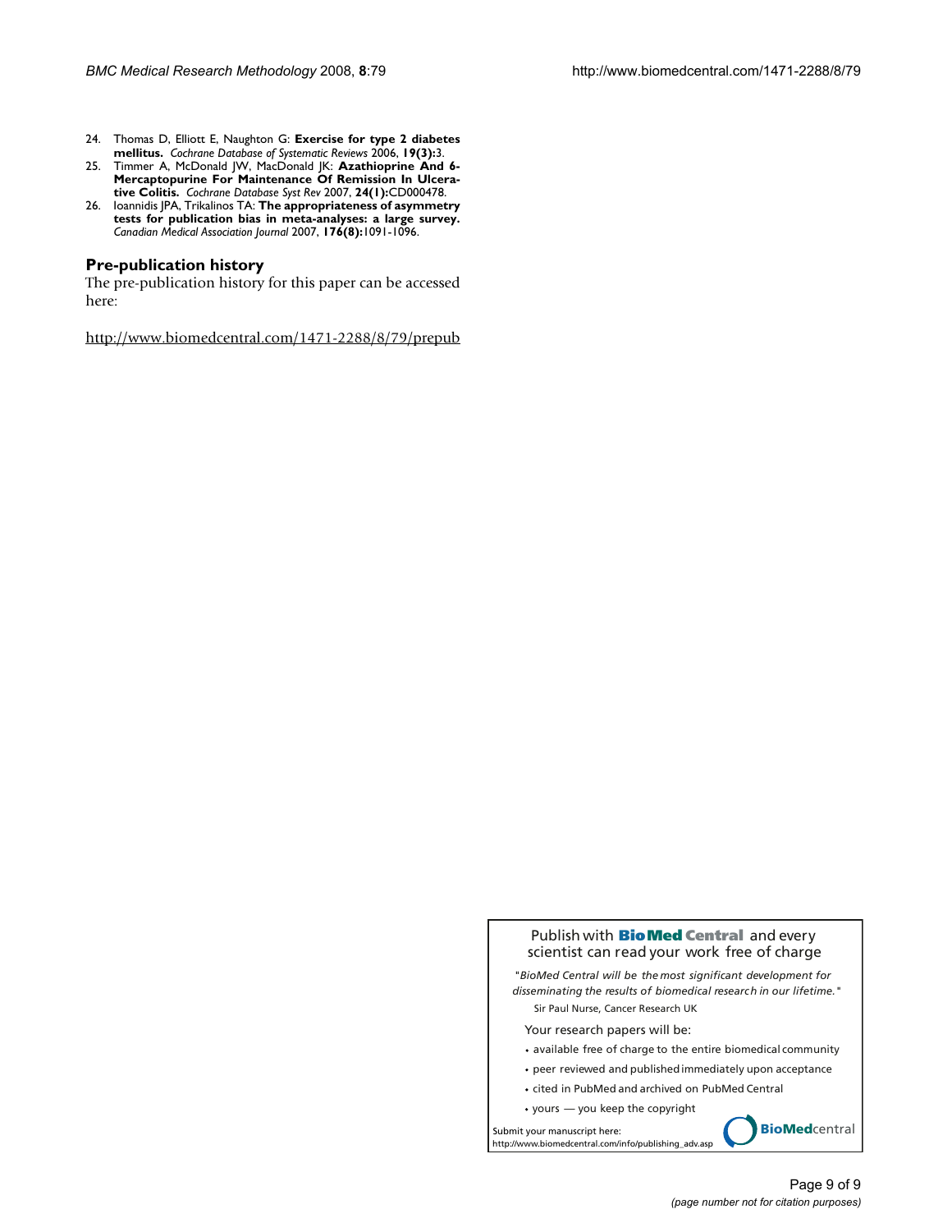24. Thomas D, Elliott E, Naughton G: **Exercise for type 2 diabetes mellitus.** *Cochrane Database of Systematic Reviews* 2006, **19(3):**3.
25. Timmer A, McDonald JW, MacDonald JK: **Azathioprine And 6-Mercaptopurine For Maintenance Of Remission In Ulcerative Colitis.** *Cochrane Database Syst Rev* 2007, **24(1):**CD000478.
26. Ioannidis JPA, Trikalinos TA: **The appropriateness of asymmetry tests for publication bias in meta-analyses: a large survey.** *Canadian Medical Association Journal* 2007, **176(8):**1091-1096.

## Pre-publication history

The pre-publication history for this paper can be accessed here:

http://www.biomedcentral.com/1471-2288/8/79/prepub

Publish with **BioMed Central** and every scientist can read your work free of charge

*"BioMed Central will be the most significant development for disseminating the results of biomedical research in our lifetime."*

Sir Paul Nurse, Cancer Research UK

Your research papers will be:

- available free of charge to the entire biomedical community
- peer reviewed and published immediately upon acceptance
- cited in PubMed and archived on PubMed Central
- yours — you keep the copyright

Submit your manuscript here:
http://www.biomedcentral.com/info/publishing_adv.asp

**BioMed**central